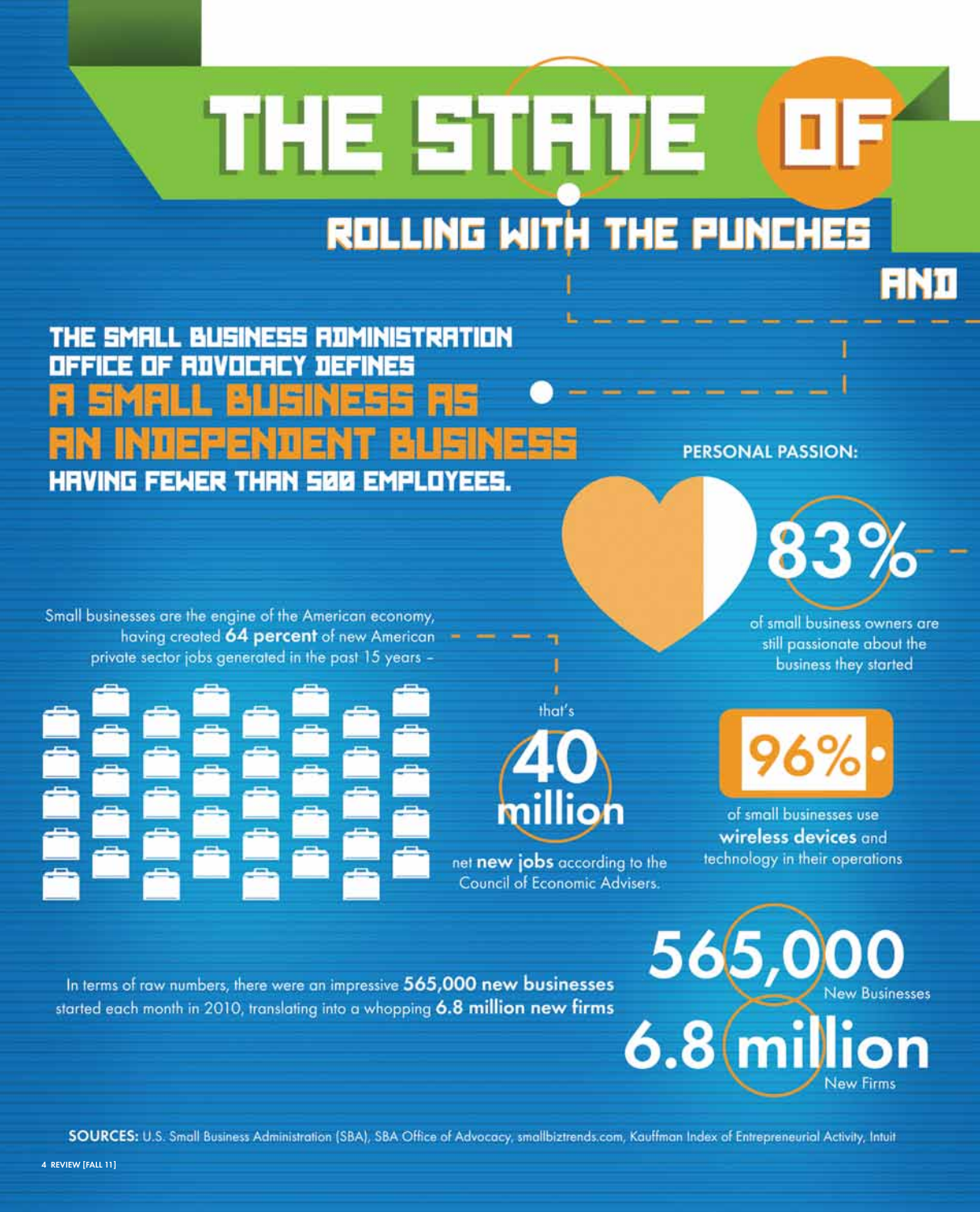# THE STATE OF

## ROLLING WITH THE PUNCHES

AND

**THE SMALL BUSINESS ADMINISTRATION OFFICE OF ADVOCACY DEFINES A SMALL BUSINESS AS AN INDEPENDENT BUSINESS HAVING FEWER THAN 500 EMPLOYEES.**

**PERSONAL PASSION:**

**83%** of small business owners are still passionate about the business they started

Small businesses are the engine of the American economy, having created **64 percent** of new American private sector jobs generated in the past 15 years – that's **40 million** net **new jobs** according to the Council of Economic Advisers.

**96%** of small businesses use **wireless devices** and technology in their operations

In terms of raw numbers, there were an impressive **565,000 new businesses** started each month in 2010, translating into a whopping **6.8 million new firms**

**565,000** New Businesses

**6.8 million** New Firms

**SOURCES:** U.S. Small Business Administration (SBA), SBA Office of Advocacy, smallbiztrends.com, Kauffman Index of Entrepreneurial Activity, Intuit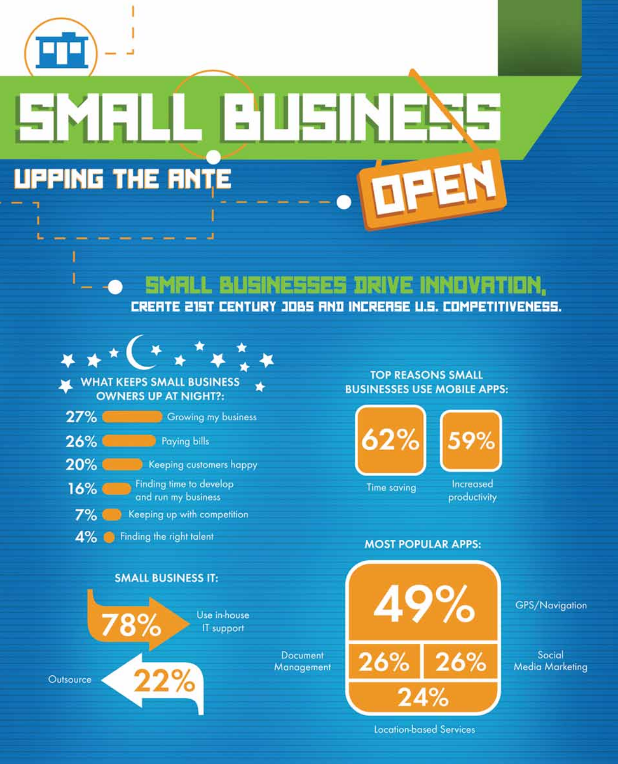# SMALL BUSINESS

## UPPING THE ANTE

OPEN

## SMALL BUSINESSES DRIVE INNOVATION, CREATE 21ST CENTURY JOBS AND INCREASE U.S. COMPETITIVENESS.

### WHAT KEEPS SMALL BUSINESS OWNERS UP AT NIGHT?:

- 27% Growing my business
- 26% Paying bills
- 20% Keeping customers happy
- 16% Finding time to develop and run my business
- 7% Keeping up with competition
- 4% Finding the right talent

### TOP REASONS SMALL BUSINESSES USE MOBILE APPS:

- 62% Time saving
- 59% Increased productivity

### SMALL BUSINESS IT:

- 78% Use in-house IT support
- 22% Outsource

### MOST POPULAR APPS:

- 49% GPS/Navigation
- 26% Document Management
- 26% Social Media Marketing
- 24% Location-based Services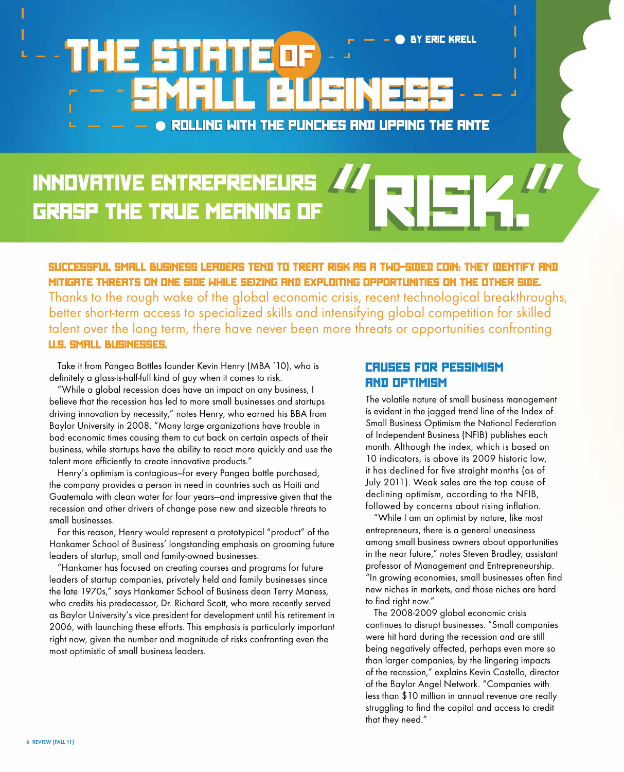# THE STATE OF SMALL BUSINESS

BY ERIC KRELL

## ROLLING WITH THE PUNCHES AND UPPING THE ANTE

## INNOVATIVE ENTREPRENEURS GRASP THE TRUE MEANING OF "RISK."

**SUCCESSFUL SMALL BUSINESS LEADERS TEND TO TREAT RISK AS A TWO-SIDED COIN: THEY IDENTIFY AND MITIGATE THREATS ON ONE SIDE WHILE SEIZING AND EXPLOITING OPPORTUNITIES ON THE OTHER SIDE.** Thanks to the rough wake of the global economic crisis, recent technological breakthroughs, better short-term access to specialized skills and intensifying global competition for skilled talent over the long term, there have never been more threats or opportunities confronting **U.S. SMALL BUSINESSES.**

Take it from Pangea Bottles founder Kevin Henry (MBA '10), who is definitely a glass-is-half-full kind of guy when it comes to risk.

"While a global recession does have an impact on any business, I believe that the recession has led to more small businesses and startups driving innovation by necessity," notes Henry, who earned his BBA from Baylor University in 2008. "Many large organizations have trouble in bad economic times causing them to cut back on certain aspects of their business, while startups have the ability to react more quickly and use the talent more efficiently to create innovative products."

Henry's optimism is contagious—for every Pangea bottle purchased, the company provides a person in need in countries such as Haiti and Guatemala with clean water for four years—and impressive given that the recession and other drivers of change pose new and sizeable threats to small businesses.

For this reason, Henry would represent a prototypical "product" of the Hankamer School of Business' longstanding emphasis on grooming future leaders of startup, small and family-owned businesses.

"Hankamer has focused on creating courses and programs for future leaders of startup companies, privately held and family businesses since the late 1970s," says Hankamer School of Business dean Terry Maness, who credits his predecessor, Dr. Richard Scott, who more recently served as Baylor University's vice president for development until his retirement in 2006, with launching these efforts. This emphasis is particularly important right now, given the number and magnitude of risks confronting even the most optimistic of small business leaders.

### CAUSES FOR PESSIMISM AND OPTIMISM

The volatile nature of small business management is evident in the jagged trend line of the Index of Small Business Optimism the National Federation of Independent Business (NFIB) publishes each month. Although the index, which is based on 10 indicators, is above its 2009 historic low, it has declined for five straight months (as of July 2011). Weak sales are the top cause of declining optimism, according to the NFIB, followed by concerns about rising inflation.

"While I am an optimist by nature, like most entrepreneurs, there is a general uneasiness among small business owners about opportunities in the near future," notes Steven Bradley, assistant professor of Management and Entrepreneurship. "In growing economies, small businesses often find new niches in markets, and those niches are hard to find right now."

The 2008-2009 global economic crisis continues to disrupt businesses. "Small companies were hit hard during the recession and are still being negatively affected, perhaps even more so than larger companies, by the lingering impacts of the recession," explains Kevin Castello, director of the Baylor Angel Network. "Companies with less than $10 million in annual revenue are really struggling to find the capital and access to credit that they need."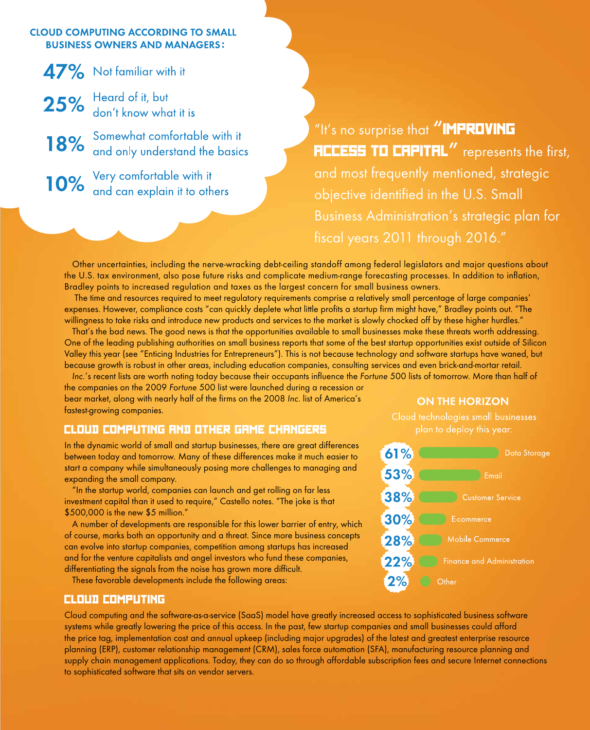**CLOUD COMPUTING ACCORDING TO SMALL BUSINESS OWNERS AND MANAGERS:**

- **47%** Not familiar with it
- **25%** Heard of it, but don't know what it is
- **18%** Somewhat comfortable with it and only understand the basics
- **10%** Very comfortable with it and can explain it to others

> "It's no surprise that **"IMPROVING ACCESS TO CAPITAL"** represents the first, and most frequently mentioned, strategic objective identified in the U.S. Small Business Administration's strategic plan for fiscal years 2011 through 2016."

Other uncertainties, including the nerve-wracking debt-ceiling standoff among federal legislators and major questions about the U.S. tax environment, also pose future risks and complicate medium-range forecasting processes. In addition to inflation, Bradley points to increased regulation and taxes as the largest concern for small business owners.

The time and resources required to meet regulatory requirements comprise a relatively small percentage of large companies' expenses. However, compliance costs "can quickly deplete what little profits a startup firm might have," Bradley points out. "The willingness to take risks and introduce new products and services to the market is slowly chocked off by these higher hurdles."

That's the bad news. The good news is that the opportunities available to small businesses make these threats worth addressing. One of the leading publishing authorities on small business reports that some of the best startup opportunities exist outside of Silicon Valley this year (see "Enticing Industries for Entrepreneurs"). This is not because technology and software startups have waned, but because growth is robust in other areas, including education companies, consulting services and even brick-and-mortar retail.

*Inc.*'s recent lists are worth noting today because their occupants influence the *Fortune* 500 lists of tomorrow. More than half of the companies on the 2009 *Fortune* 500 list were launched during a recession or bear market, along with nearly half of the firms on the 2008 *Inc.* list of America's fastest-growing companies.

## CLOUD COMPUTING AND OTHER GAME CHANGERS

In the dynamic world of small and startup businesses, there are great differences between today and tomorrow. Many of these differences make it much easier to start a company while simultaneously posing more challenges to managing and expanding the small company.

"In the startup world, companies can launch and get rolling on far less investment capital than it used to require," Castello notes. "The joke is that $500,000 is the new $5 million."

A number of developments are responsible for this lower barrier of entry, which of course, marks both an opportunity and a threat. Since more business concepts can evolve into startup companies, competition among startups has increased and for the venture capitalists and angel investors who fund these companies, differentiating the signals from the noise has grown more difficult.

These favorable developments include the following areas:

**ON THE HORIZON**

Cloud technologies small businesses plan to deploy this year:

| Percentage | Technology |
|---|---|
| 61% | Data Storage |
| 53% | Email |
| 38% | Customer Service |
| 30% | E-commerce |
| 28% | Mobile Commerce |
| 22% | Finance and Administration |
| 2% | Other |

## CLOUD COMPUTING

Cloud computing and the software-as-a-service (SaaS) model have greatly increased access to sophisticated business software systems while greatly lowering the price of this access. In the past, few startup companies and small businesses could afford the price tag, implementation cost and annual upkeep (including major upgrades) of the latest and greatest enterprise resource planning (ERP), customer relationship management (CRM), sales force automation (SFA), manufacturing resource planning and supply chain management applications. Today, they can do so through affordable subscription fees and secure Internet connections to sophisticated software that sits on vendor servers.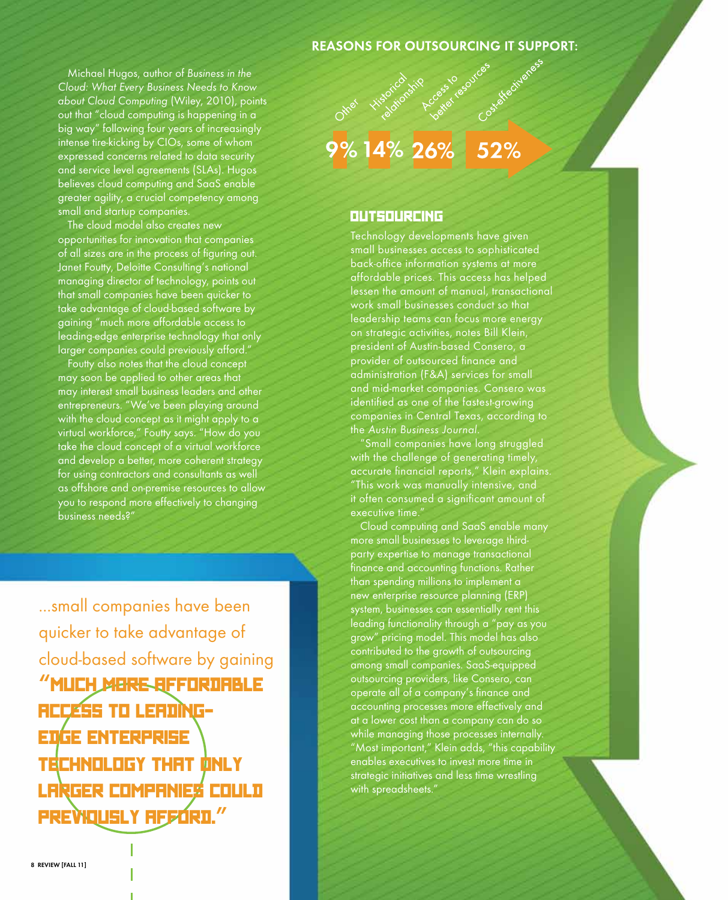Michael Hugos, author of *Business in the Cloud: What Every Business Needs to Know about Cloud Computing* (Wiley, 2010), points out that "cloud computing is happening in a big way" following four years of increasingly intense tire-kicking by CIOs, some of whom expressed concerns related to data security and service level agreements (SLAs). Hugos believes cloud computing and SaaS enable greater agility, a crucial competency among small and startup companies.

The cloud model also creates new opportunities for innovation that companies of all sizes are in the process of figuring out. Janet Foutty, Deloitte Consulting's national managing director of technology, points out that small companies have been quicker to take advantage of cloud-based software by gaining "much more affordable access to leading-edge enterprise technology that only larger companies could previously afford."

Foutty also notes that the cloud concept may soon be applied to other areas that may interest small business leaders and other entrepreneurs. "We've been playing around with the cloud concept as it might apply to a virtual workforce," Foutty says. "How do you take the cloud concept of a virtual workforce and develop a better, more coherent strategy for using contractors and consultants as well as offshore and on-premise resources to allow you to respond more effectively to changing business needs?"

> ...small companies have been quicker to take advantage of cloud-based software by gaining **"MUCH MORE AFFORDABLE ACCESS TO LEADING-EDGE ENTERPRISE TECHNOLOGY THAT ONLY LARGER COMPANIES COULD PREVIOUSLY AFFORD."**

## REASONS FOR OUTSOURCING IT SUPPORT:

| Other | Historical relationship | Access to better resources | Cost-effectiveness |
|---|---|---|---|
| 9% | 14% | 26% | 52% |

## OUTSOURCING

Technology developments have given small businesses access to sophisticated back-office information systems at more affordable prices. This access has helped lessen the amount of manual, transactional work small businesses conduct so that leadership teams can focus more energy on strategic activities, notes Bill Klein, president of Austin-based Consero, a provider of outsourced finance and administration (F&A) services for small and mid-market companies. Consero was identified as one of the fastest-growing companies in Central Texas, according to the *Austin Business Journal*.

"Small companies have long struggled with the challenge of generating timely, accurate financial reports," Klein explains. "This work was manually intensive, and it often consumed a significant amount of executive time."

Cloud computing and SaaS enable many more small businesses to leverage third-party expertise to manage transactional finance and accounting functions. Rather than spending millions to implement a new enterprise resource planning (ERP) system, businesses can essentially rent this leading functionality through a "pay as you grow" pricing model. This model has also contributed to the growth of outsourcing among small companies. SaaS-equipped outsourcing providers, like Consero, can operate all of a company's finance and accounting processes more effectively and at a lower cost than a company can do so while managing those processes internally. "Most important," Klein adds, "this capability enables executives to invest more time in strategic initiatives and less time wrestling with spreadsheets."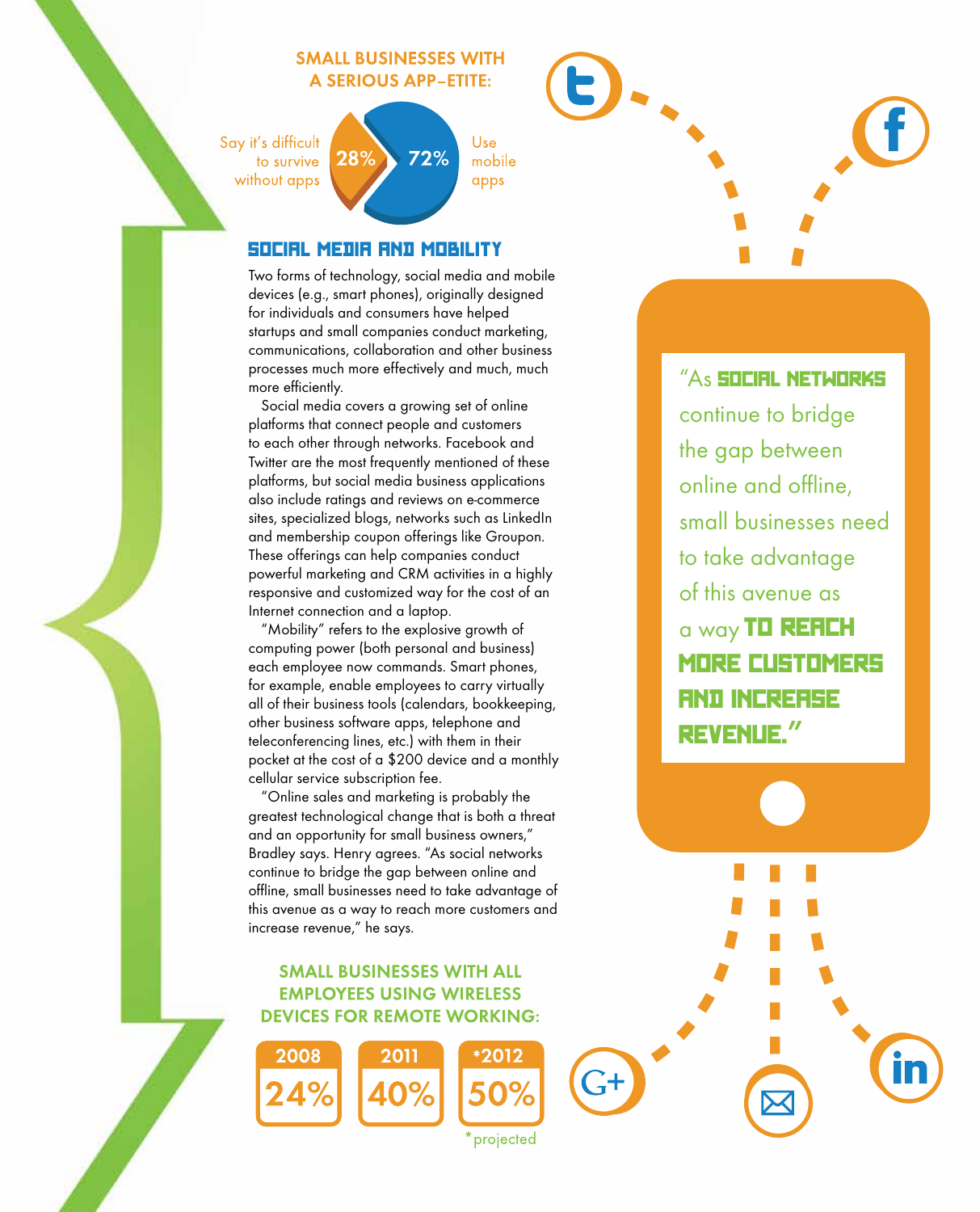### SMALL BUSINESSES WITH A SERIOUS APP-ETITE:

- 28% Say it's difficult to survive without apps
- 72% Use mobile apps

## SOCIAL MEDIA AND MOBILITY

Two forms of technology, social media and mobile devices (e.g., smart phones), originally designed for individuals and consumers have helped startups and small companies conduct marketing, communications, collaboration and other business processes much more effectively and much, much more efficiently.

Social media covers a growing set of online platforms that connect people and customers to each other through networks. Facebook and Twitter are the most frequently mentioned of these platforms, but social media business applications also include ratings and reviews on e-commerce sites, specialized blogs, networks such as LinkedIn and membership coupon offerings like Groupon. These offerings can help companies conduct powerful marketing and CRM activities in a highly responsive and customized way for the cost of an Internet connection and a laptop.

"Mobility" refers to the explosive growth of computing power (both personal and business) each employee now commands. Smart phones, for example, enable employees to carry virtually all of their business tools (calendars, bookkeeping, other business software apps, telephone and teleconferencing lines, etc.) with them in their pocket at the cost of a $200 device and a monthly cellular service subscription fee.

"Online sales and marketing is probably the greatest technological change that is both a threat and an opportunity for small business owners," Bradley says. Henry agrees. "As social networks continue to bridge the gap between online and offline, small businesses need to take advantage of this avenue as a way to reach more customers and increase revenue," he says.

### SMALL BUSINESSES WITH ALL EMPLOYEES USING WIRELESS DEVICES FOR REMOTE WORKING:

| 2008 | 2011 | *2012 |
|---|---|---|
| 24% | 40% | 50% |

*projected

> "As **SOCIAL NETWORKS** continue to bridge the gap between online and offline, small businesses need to take advantage of this avenue as a way **TO REACH MORE CUSTOMERS AND INCREASE REVENUE.**"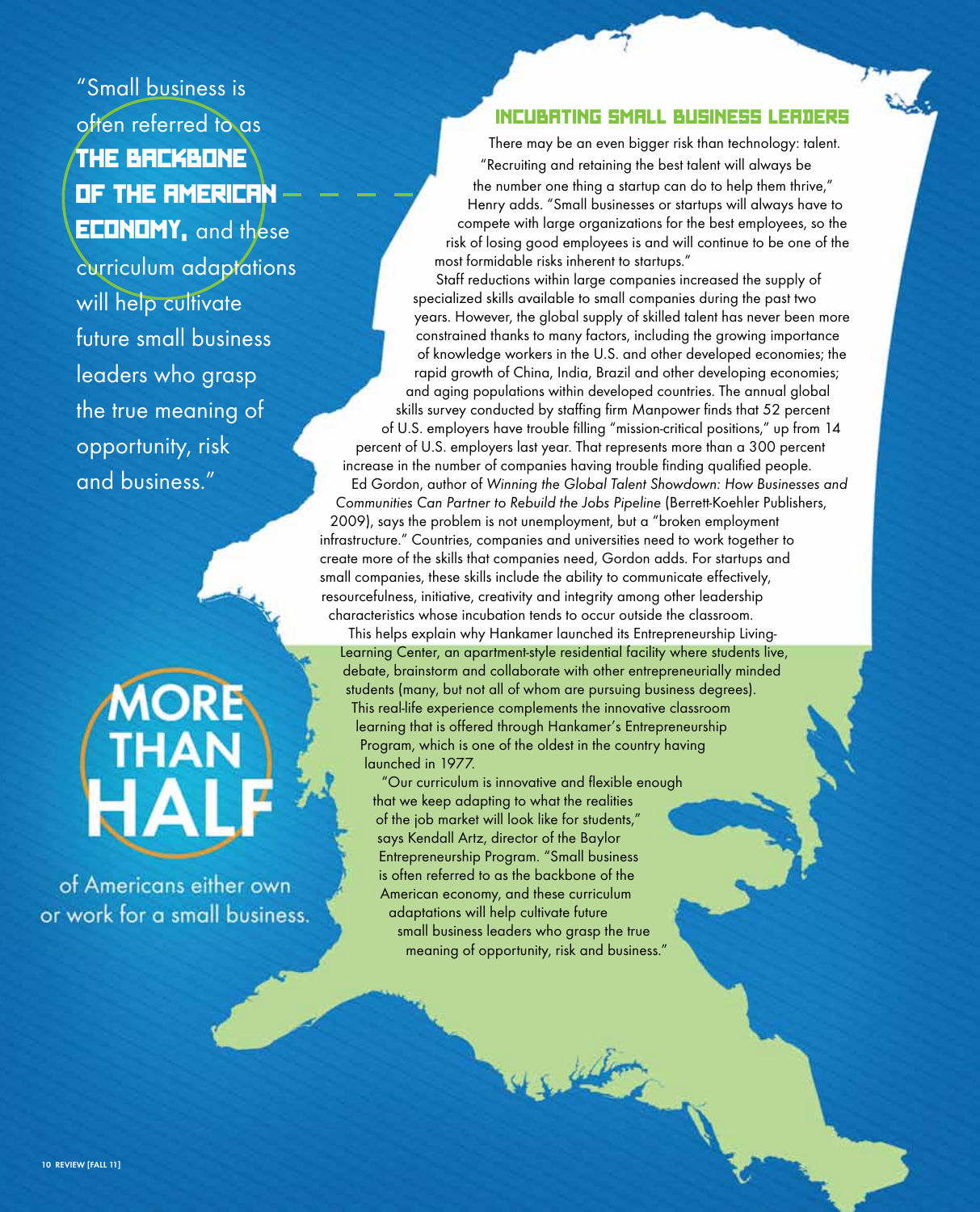"Small business is often referred to as **THE BACKBONE OF THE AMERICAN ECONOMY,** and these curriculum adaptations will help cultivate future small business leaders who grasp the true meaning of opportunity, risk and business."

## INCUBATING SMALL BUSINESS LEADERS

There may be an even bigger risk than technology: talent. "Recruiting and retaining the best talent will always be the number one thing a startup can do to help them thrive," Henry adds. "Small businesses or startups will always have to compete with large organizations for the best employees, so the risk of losing good employees is and will continue to be one of the most formidable risks inherent to startups."

Staff reductions within large companies increased the supply of specialized skills available to small companies during the past two years. However, the global supply of skilled talent has never been more constrained thanks to many factors, including the growing importance of knowledge workers in the U.S. and other developed economies; the rapid growth of China, India, Brazil and other developing economies; and aging populations within developed countries. The annual global skills survey conducted by staffing firm Manpower finds that 52 percent of U.S. employers have trouble filling "mission-critical positions," up from 14 percent of U.S. employers last year. That represents more than a 300 percent increase in the number of companies having trouble finding qualified people.

Ed Gordon, author of *Winning the Global Talent Showdown: How Businesses and Communities Can Partner to Rebuild the Jobs Pipeline* (Berrett-Koehler Publishers, 2009), says the problem is not unemployment, but a "broken employment infrastructure." Countries, companies and universities need to work together to create more of the skills that companies need, Gordon adds. For startups and small companies, these skills include the ability to communicate effectively, resourcefulness, initiative, creativity and integrity among other leadership characteristics whose incubation tends to occur outside the classroom.

This helps explain why Hankamer launched its Entrepreneurship Living-Learning Center, an apartment-style residential facility where students live, debate, brainstorm and collaborate with other entrepreneurially minded students (many, but not all of whom are pursuing business degrees). This real-life experience complements the innovative classroom learning that is offered through Hankamer's Entrepreneurship Program, which is one of the oldest in the country having launched in 1977.

"Our curriculum is innovative and flexible enough that we keep adapting to what the realities of the job market will look like for students," says Kendall Artz, director of the Baylor Entrepreneurship Program. "Small business is often referred to as the backbone of the American economy, and these curriculum adaptations will help cultivate future small business leaders who grasp the true meaning of opportunity, risk and business."

**MORE THAN HALF** of Americans either own or work for a small business.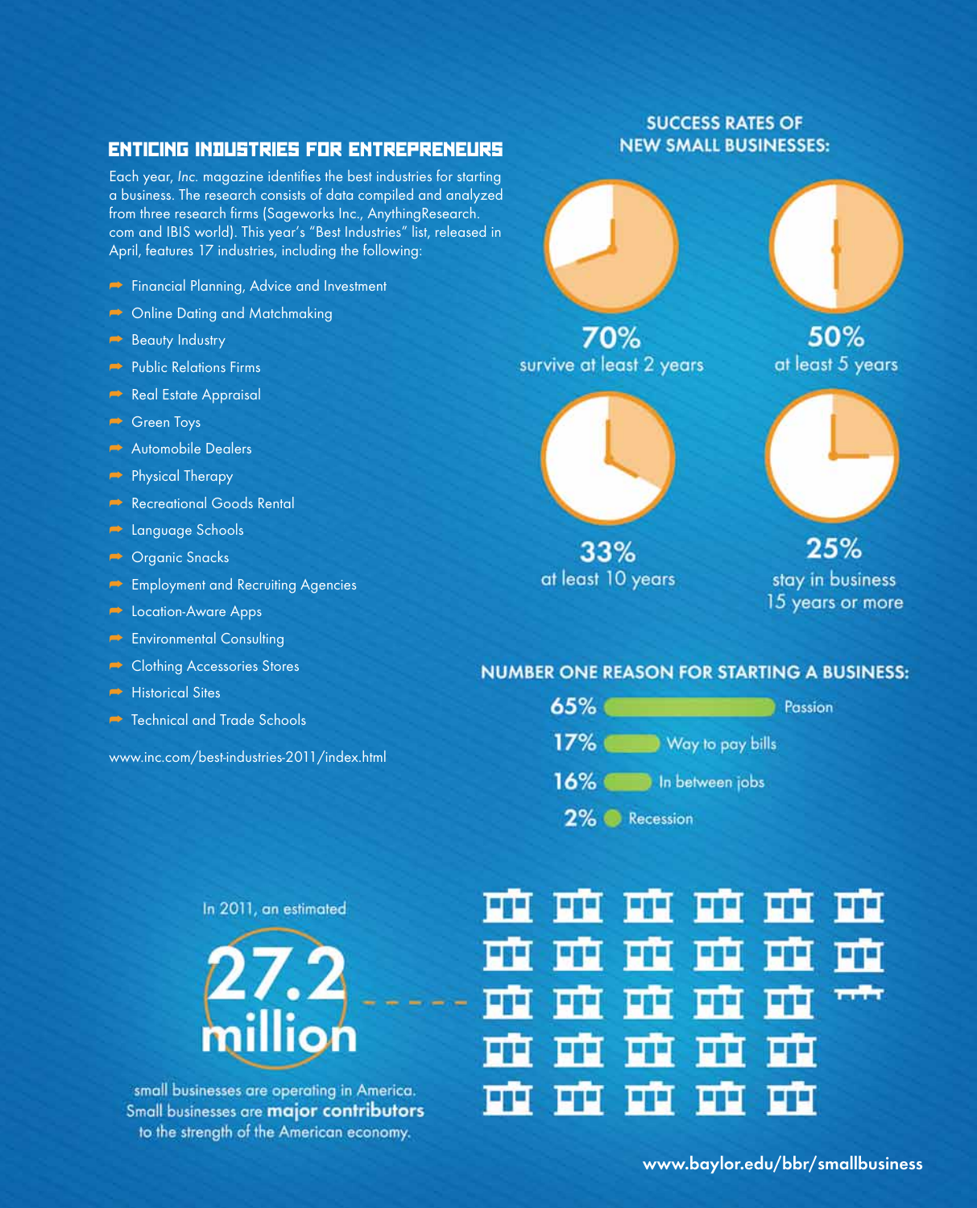## ENTICING INDUSTRIES FOR ENTREPRENEURS

Each year, *Inc.* magazine identifies the best industries for starting a business. The research consists of data compiled and analyzed from three research firms (Sageworks Inc., AnythingResearch.com and IBIS world). This year's "Best Industries" list, released in April, features 17 industries, including the following:

- Financial Planning, Advice and Investment
- Online Dating and Matchmaking
- Beauty Industry
- Public Relations Firms
- Real Estate Appraisal
- Green Toys
- Automobile Dealers
- Physical Therapy
- Recreational Goods Rental
- Language Schools
- Organic Snacks
- Employment and Recruiting Agencies
- Location-Aware Apps
- Environmental Consulting
- Clothing Accessories Stores
- Historical Sites
- Technical and Trade Schools

www.inc.com/best-industries-2011/index.html

## SUCCESS RATES OF NEW SMALL BUSINESSES:

**70%** survive at least 2 years

**50%** at least 5 years

**33%** at least 10 years

**25%** stay in business 15 years or more

## NUMBER ONE REASON FOR STARTING A BUSINESS:

65% Passion

17% Way to pay bills

16% In between jobs

2% Recession

In 2011, an estimated

**27.2 million**

small businesses are operating in America. Small businesses are **major contributors** to the strength of the American economy.

**www.baylor.edu/bbr/smallbusiness**